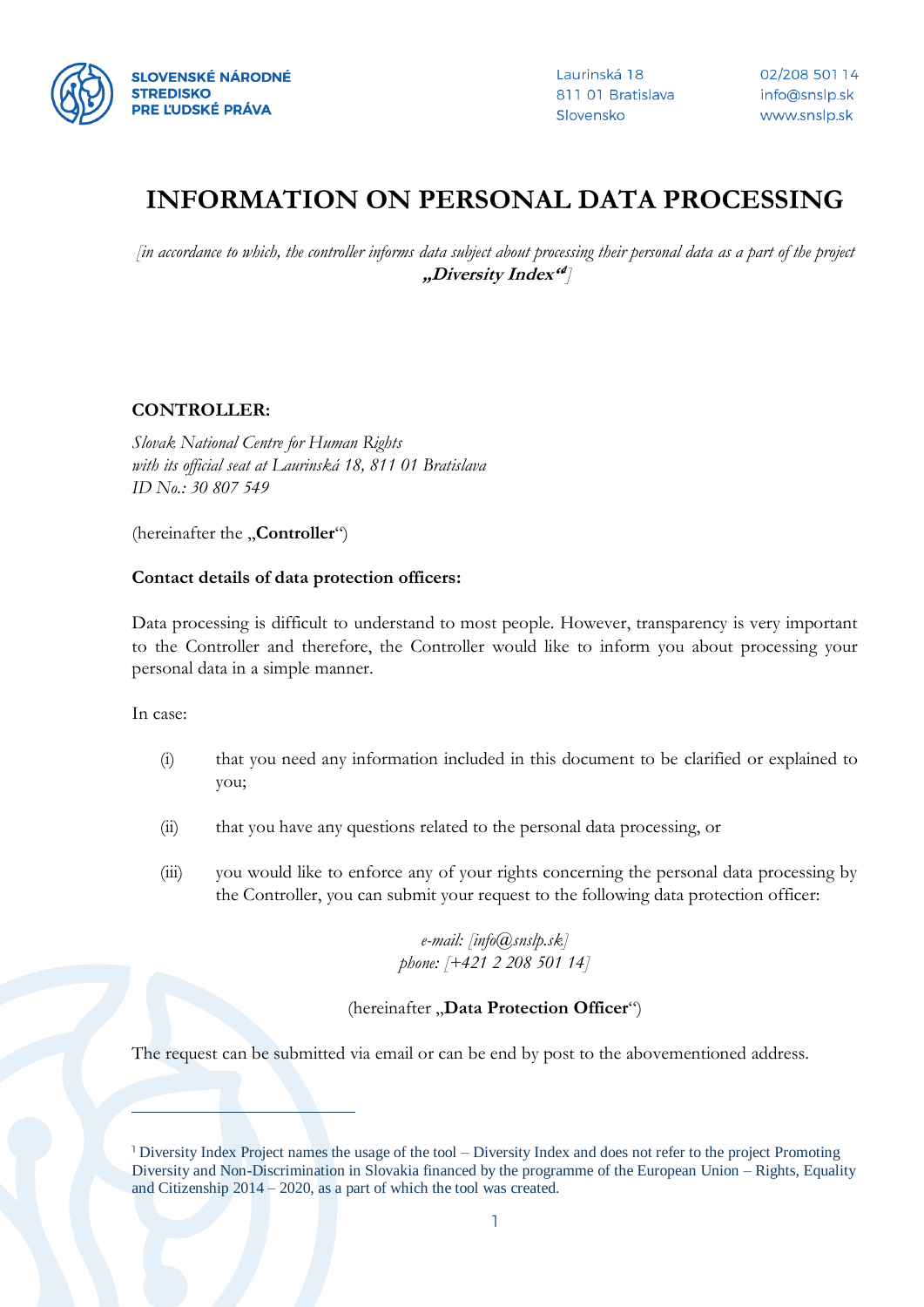# INFORMATION ON PERSONAL DATA PROCESSING

*[in accordance to which, the controller informs data subject about processing their personal data as a part of the project* ***„Diversity Index“***[1]*]*

**CONTROLLER:**

*Slovak National Centre for Human Rights*
*with its official seat at Laurinská 18, 811 01 Bratislava*
*ID No.: 30 807 549*

(hereinafter the „**Controller**“)

**Contact details of data protection officers:**

Data processing is difficult to understand to most people. However, transparency is very important to the Controller and therefore, the Controller would like to inform you about processing your personal data in a simple manner.

In case:

(i) that you need any information included in this document to be clarified or explained to you;

(ii) that you have any questions related to the personal data processing, or

(iii) you would like to enforce any of your rights concerning the personal data processing by the Controller, you can submit your request to the following data protection officer:

*e-mail: [info@snslp.sk]*
*phone: [+421 2 208 501 14]*

(hereinafter „**Data Protection Officer**“)

The request can be submitted via email or can be end by post to the abovementioned address.

---

[1] Diversity Index Project names the usage of the tool – Diversity Index and does not refer to the project Promoting Diversity and Non-Discrimination in Slovakia financed by the programme of the European Union – Rights, Equality and Citizenship 2014 – 2020, as a part of which the tool was created.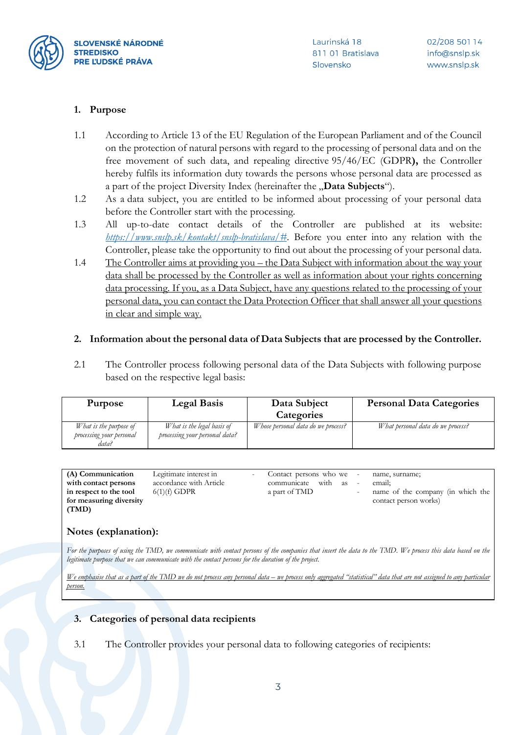## 1. Purpose

1.1 According to Article 13 of the EU Regulation of the European Parliament and of the Council on the protection of natural persons with regard to the processing of personal data and on the free movement of such data, and repealing directive 95/46/EC (GDPR**),** the Controller hereby fulfils its information duty towards the persons whose personal data are processed as a part of the project Diversity Index (hereinafter the „**Data Subjects**").

1.2 As a data subject, you are entitled to be informed about processing of your personal data before the Controller start with the processing.

1.3 All up-to-date contact details of the Controller are published at its website: *https://www.snslp.sk/kontakt/snslp-bratislava/#*. Before you enter into any relation with the Controller, please take the opportunity to find out about the processing of your personal data.

1.4 The Controller aims at providing you – the Data Subject with information about the way your data shall be processed by the Controller as well as information about your rights concerning data processing. If you, as a Data Subject, have any questions related to the processing of your personal data, you can contact the Data Protection Officer that shall answer all your questions in clear and simple way.

## 2. Information about the personal data of Data Subjects that are processed by the Controller.

2.1 The Controller process following personal data of the Data Subjects with following purpose based on the respective legal basis:

| Purpose | Legal Basis | Data Subject Categories | Personal Data Categories |
|---|---|---|---|
| *What is the purpose of processing your personal data?* | *What is the legal basis of processing your personal data?* | *Whose personal data do we process?* | *What personal data do we process?* |
| **(A) Communication with contact persons in respect to the tool for measuring diversity (TMD)** | Legitimate interest in accordance with Article 6(1)(f) GDPR | - Contact persons who we communicate with as a part of TMD | - name, surname;<br>- email;<br>- name of the company (in which the contact person works) |

### Notes (explanation):

*For the purposes of using the TMD, we communicate with contact persons of the companies that insert the data to the TMD. We process this data based on the legitimate purpose that we can communicate with the contact persons for the duration of the project.*

*We emphasise that as a part of the TMD we do not process any personal data – we process only aggregated "statistical" data that are not assigned to any particular person.*

## 3. Categories of personal data recipients

3.1 The Controller provides your personal data to following categories of recipients: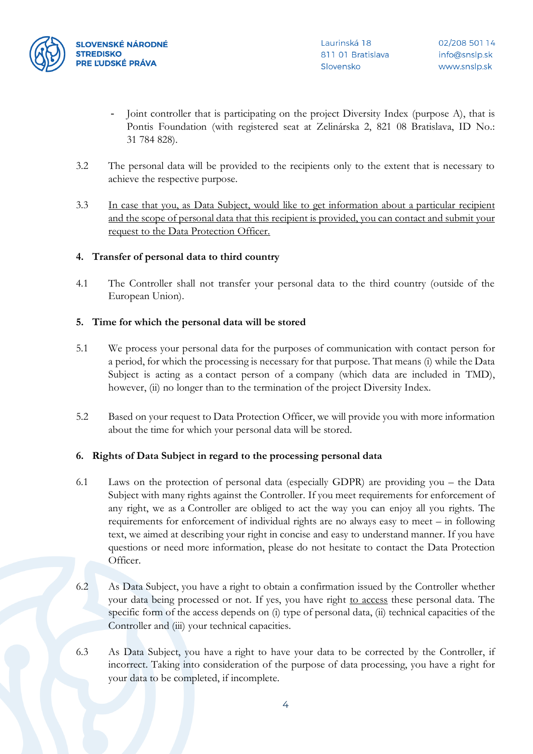- Joint controller that is participating on the project Diversity Index (purpose A), that is Pontis Foundation (with registered seat at Zelinárska 2, 821 08 Bratislava, ID No.: 31 784 828).

3.2 The personal data will be provided to the recipients only to the extent that is necessary to achieve the respective purpose.

3.3 <u>In case that you, as Data Subject, would like to get information about a particular recipient and the scope of personal data that this recipient is provided, you can contact and submit your request to the Data Protection Officer.</u>

## 4. Transfer of personal data to third country

4.1 The Controller shall not transfer your personal data to the third country (outside of the European Union).

## 5. Time for which the personal data will be stored

5.1 We process your personal data for the purposes of communication with contact person for a period, for which the processing is necessary for that purpose. That means (i) while the Data Subject is acting as a contact person of a company (which data are included in TMD), however, (ii) no longer than to the termination of the project Diversity Index.

5.2 Based on your request to Data Protection Officer, we will provide you with more information about the time for which your personal data will be stored.

## 6. Rights of Data Subject in regard to the processing personal data

6.1 Laws on the protection of personal data (especially GDPR) are providing you – the Data Subject with many rights against the Controller. If you meet requirements for enforcement of any right, we as a Controller are obliged to act the way you can enjoy all you rights. The requirements for enforcement of individual rights are no always easy to meet – in following text, we aimed at describing your right in concise and easy to understand manner. If you have questions or need more information, please do not hesitate to contact the Data Protection Officer.

6.2 As Data Subject, you have a right to obtain a confirmation issued by the Controller whether your data being processed or not. If yes, you have right <u>to access</u> these personal data. The specific form of the access depends on (i) type of personal data, (ii) technical capacities of the Controller and (iii) your technical capacities.

6.3 As Data Subject, you have a right to have your data to be corrected by the Controller, if incorrect. Taking into consideration of the purpose of data processing, you have a right for your data to be completed, if incomplete.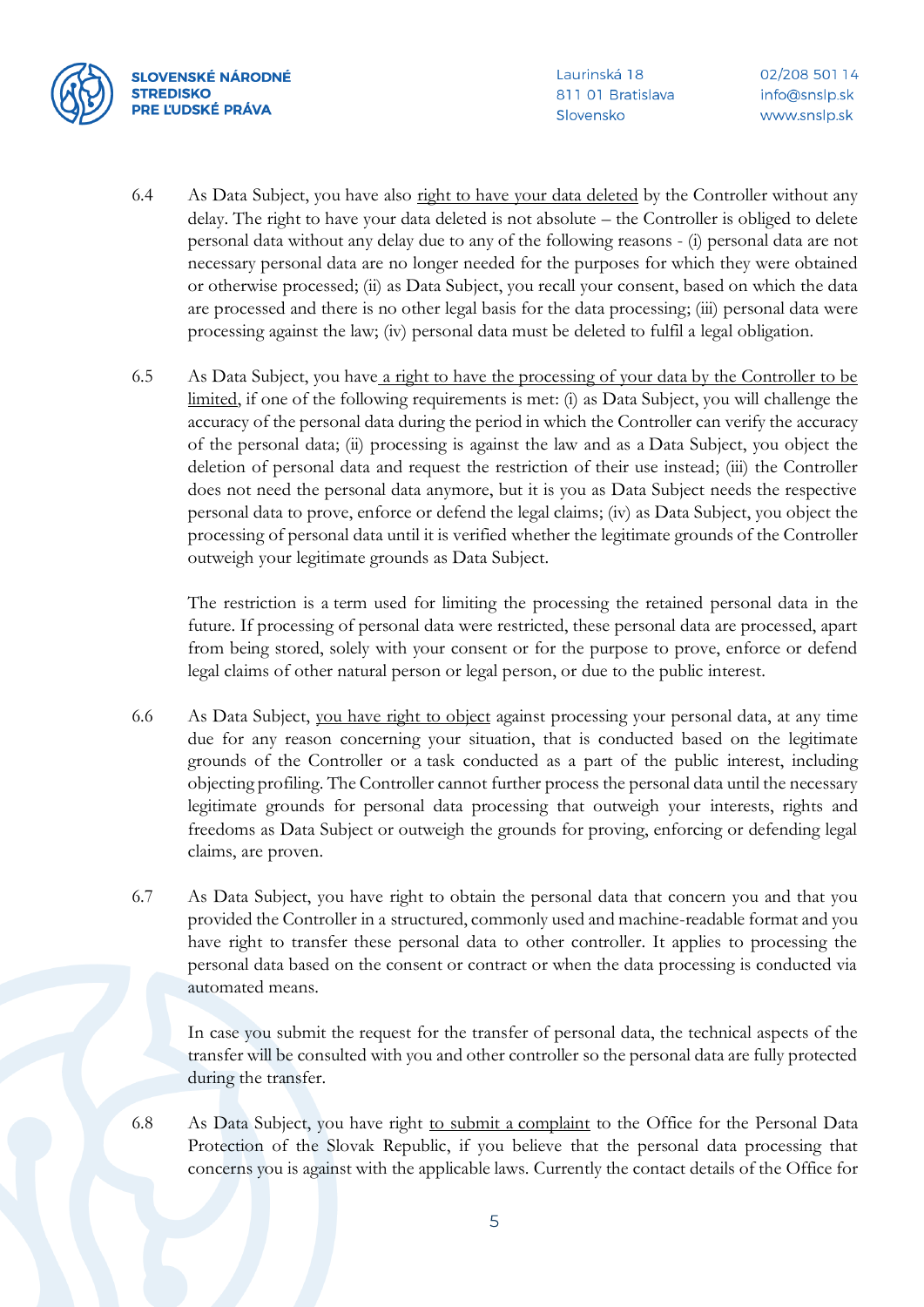6.4 As Data Subject, you have also right to have your data deleted by the Controller without any delay. The right to have your data deleted is not absolute – the Controller is obliged to delete personal data without any delay due to any of the following reasons - (i) personal data are not necessary personal data are no longer needed for the purposes for which they were obtained or otherwise processed; (ii) as Data Subject, you recall your consent, based on which the data are processed and there is no other legal basis for the data processing; (iii) personal data were processing against the law; (iv) personal data must be deleted to fulfil a legal obligation.

6.5 As Data Subject, you have a right to have the processing of your data by the Controller to be limited, if one of the following requirements is met: (i) as Data Subject, you will challenge the accuracy of the personal data during the period in which the Controller can verify the accuracy of the personal data; (ii) processing is against the law and as a Data Subject, you object the deletion of personal data and request the restriction of their use instead; (iii) the Controller does not need the personal data anymore, but it is you as Data Subject needs the respective personal data to prove, enforce or defend the legal claims; (iv) as Data Subject, you object the processing of personal data until it is verified whether the legitimate grounds of the Controller outweigh your legitimate grounds as Data Subject.

The restriction is a term used for limiting the processing the retained personal data in the future. If processing of personal data were restricted, these personal data are processed, apart from being stored, solely with your consent or for the purpose to prove, enforce or defend legal claims of other natural person or legal person, or due to the public interest.

6.6 As Data Subject, you have right to object against processing your personal data, at any time due for any reason concerning your situation, that is conducted based on the legitimate grounds of the Controller or a task conducted as a part of the public interest, including objecting profiling. The Controller cannot further process the personal data until the necessary legitimate grounds for personal data processing that outweigh your interests, rights and freedoms as Data Subject or outweigh the grounds for proving, enforcing or defending legal claims, are proven.

6.7 As Data Subject, you have right to obtain the personal data that concern you and that you provided the Controller in a structured, commonly used and machine-readable format and you have right to transfer these personal data to other controller. It applies to processing the personal data based on the consent or contract or when the data processing is conducted via automated means.

In case you submit the request for the transfer of personal data, the technical aspects of the transfer will be consulted with you and other controller so the personal data are fully protected during the transfer.

6.8 As Data Subject, you have right to submit a complaint to the Office for the Personal Data Protection of the Slovak Republic, if you believe that the personal data processing that concerns you is against with the applicable laws. Currently the contact details of the Office for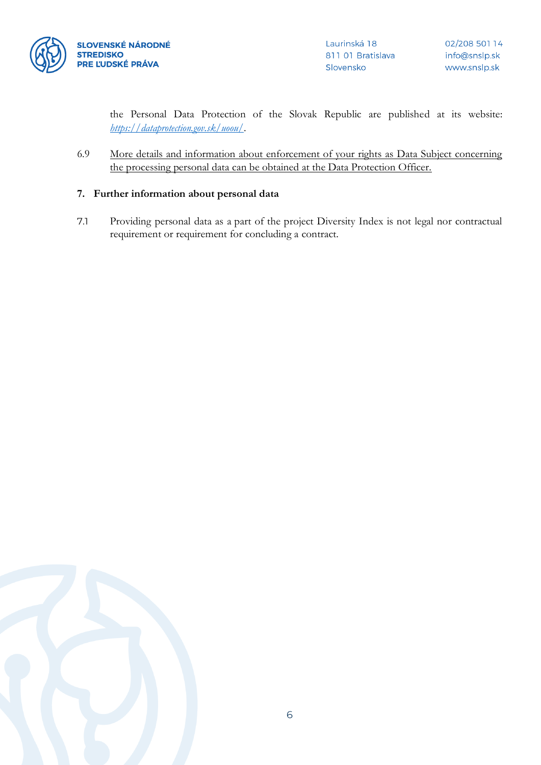the Personal Data Protection of the Slovak Republic are published at its website: *https://dataprotection.gov.sk/uoou/*.

6.9 More details and information about enforcement of your rights as Data Subject concerning the processing personal data can be obtained at the Data Protection Officer.

## 7. Further information about personal data

7.1 Providing personal data as a part of the project Diversity Index is not legal nor contractual requirement or requirement for concluding a contract.